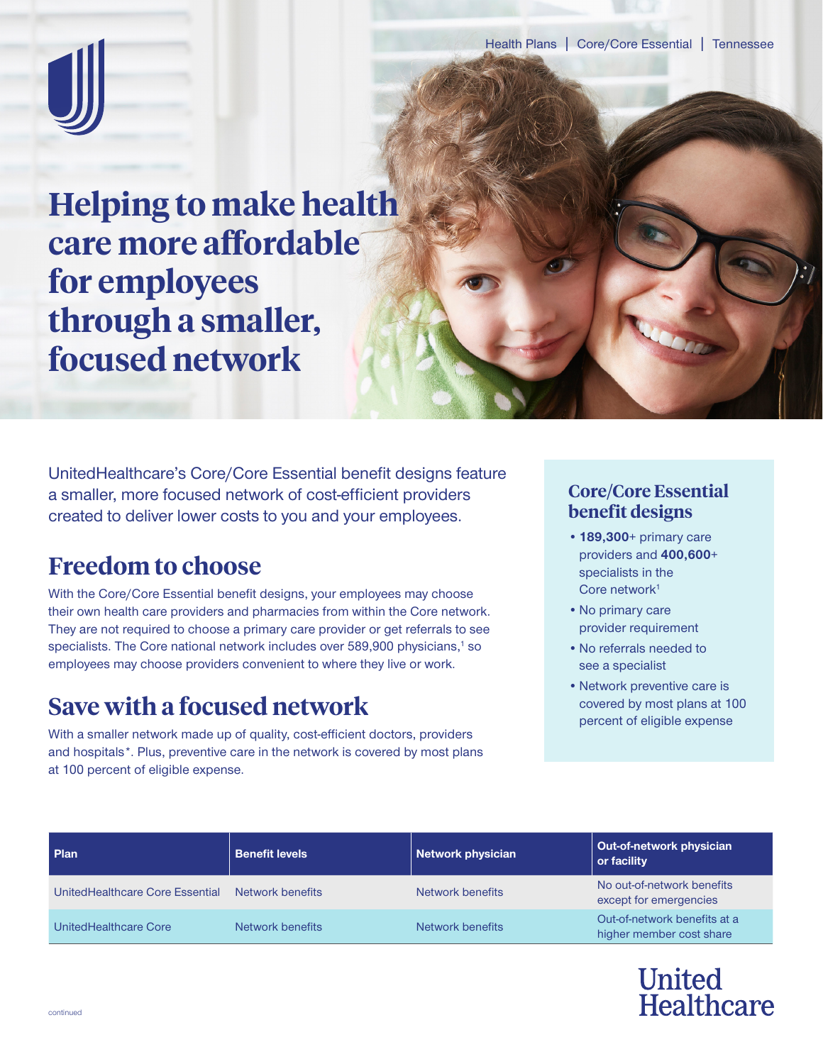Health Plans | Core/Core Essential | Tennessee

# Helping to make health care more affordable for employees through a smaller, focused network

UnitedHealthcare's Core/Core Essential benefit designs feature a smaller, more focused network of cost-efficient providers created to deliver lower costs to you and your employees.

## Freedom to choose

With the Core/Core Essential benefit designs, your employees may choose their own health care providers and pharmacies from within the Core network. They are not required to choose a primary care provider or get referrals to see specialists. The Core national network includes over 589,900 physicians,[1] so employees may choose providers convenient to where they live or work.

## Save with a focused network

With a smaller network made up of quality, cost-efficient doctors, providers and hospitals*. Plus, preventive care in the network is covered by most plans at 100 percent of eligible expense.

### Core/Core Essential benefit designs

- **189,300**+ primary care providers and **400,600**+ specialists in the Core network[1]
- No primary care provider requirement
- No referrals needed to see a specialist
- Network preventive care is covered by most plans at 100 percent of eligible expense

| Plan | Benefit levels | Network physician | Out-of-network physician or facility |
|---|---|---|---|
| UnitedHealthcare Core Essential | Network benefits | Network benefits | No out-of-network benefits except for emergencies |
| UnitedHealthcare Core | Network benefits | Network benefits | Out-of-network benefits at a higher member cost share |

continued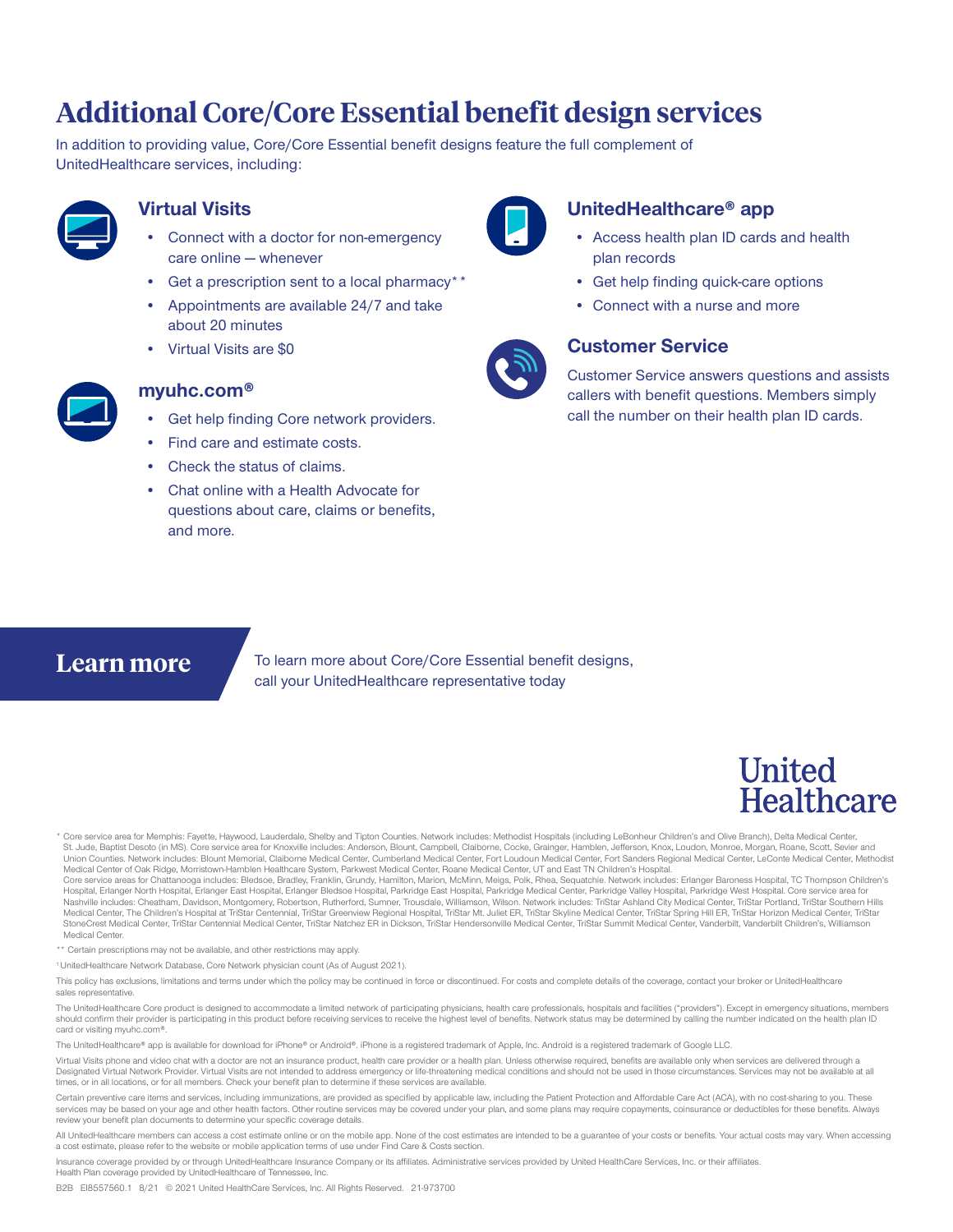# Additional Core/Core Essential benefit design services

In addition to providing value, Core/Core Essential benefit designs feature the full complement of UnitedHealthcare services, including:

### Virtual Visits

- Connect with a doctor for non-emergency care online — whenever
- Get a prescription sent to a local pharmacy**
- Appointments are available 24/7 and take about 20 minutes
- Virtual Visits are $0

### myuhc.com®

- Get help finding Core network providers.
- Find care and estimate costs.
- Check the status of claims.
- Chat online with a Health Advocate for questions about care, claims or benefits, and more.

### UnitedHealthcare® app

- Access health plan ID cards and health plan records
- Get help finding quick-care options
- Connect with a nurse and more

### Customer Service

Customer Service answers questions and assists callers with benefit questions. Members simply call the number on their health plan ID cards.

## Learn more

To learn more about Core/Core Essential benefit designs, call your UnitedHealthcare representative today

United Healthcare

\* Core service area for Memphis: Fayette, Haywood, Lauderdale, Shelby and Tipton Counties. Network includes: Methodist Hospitals (including LeBonheur Children's and Olive Branch), Delta Medical Center, St. Jude, Baptist Desoto (in MS). Core service area for Knoxville includes: Anderson, Blount, Campbell, Claiborne, Cocke, Grainger, Hamblen, Jefferson, Knox, Loudon, Monroe, Morgan, Roane, Scott, Sevier and Union Counties. Network includes: Blount Memorial, Claiborne Medical Center, Cumberland Medical Center, Fort Loudoun Medical Center, Fort Sanders Regional Medical Center, LeConte Medical Center, Methodist Medical Center of Oak Ridge, Morristown-Hamblen Healthcare System, Parkwest Medical Center, Roane Medical Center, UT and East TN Children's Hospital.
Core service areas for Chattanooga includes: Bledsoe, Bradley, Franklin, Grundy, Hamilton, Marion, McMinn, Meigs, Polk, Rhea, Sequatchie. Network includes: Erlanger Baroness Hospital, TC Thompson Children's Hospital, Erlanger North Hospital, Erlanger East Hospital, Erlanger Bledsoe Hospital, Parkridge East Hospital, Parkridge Medical Center, Parkridge Valley Hospital, Parkridge West Hospital. Core service area for Nashville includes: Cheatham, Davidson, Montgomery, Robertson, Rutherford, Sumner, Trousdale, Williamson, Wilson. Network includes: TriStar Ashland City Medical Center, TriStar Portland, TriStar Southern Hills Medical Center, The Children's Hospital at TriStar Centennial, TriStar Greenview Regional Hospital, TriStar Mt. Juliet ER, TriStar Skyline Medical Center, TriStar Spring Hill ER, TriStar Horizon Medical Center, TriStar StoneCrest Medical Center, TriStar Centennial Medical Center, TriStar Natchez ER in Dickson, TriStar Hendersonville Medical Center, TriStar Summit Medical Center, Vanderbilt, Vanderbilt Children's, Williamson Medical Center.

\*\* Certain prescriptions may not be available, and other restrictions may apply.

[1] UnitedHealthcare Network Database, Core Network physician count (As of August 2021).

This policy has exclusions, limitations and terms under which the policy may be continued in force or discontinued. For costs and complete details of the coverage, contact your broker or UnitedHealthcare sales representative.

The UnitedHealthcare Core product is designed to accommodate a limited network of participating physicians, health care professionals, hospitals and facilities ("providers"). Except in emergency situations, members should confirm their provider is participating in this product before receiving services to receive the highest level of benefits. Network status may be determined by calling the number indicated on the health plan ID card or visiting myuhc.com®.

The UnitedHealthcare® app is available for download for iPhone® or Android®. iPhone is a registered trademark of Apple, Inc. Android is a registered trademark of Google LLC.

Virtual Visits phone and video chat with a doctor are not an insurance product, health care provider or a health plan. Unless otherwise required, benefits are available only when services are delivered through a Designated Virtual Network Provider. Virtual Visits are not intended to address emergency or life-threatening medical conditions and should not be used in those circumstances. Services may not be available at all times, or in all locations, or for all members. Check your benefit plan to determine if these services are available.

Certain preventive care items and services, including immunizations, are provided as specified by applicable law, including the Patient Protection and Affordable Care Act (ACA), with no cost-sharing to you. These services may be based on your age and other health factors. Other routine services may be covered under your plan, and some plans may require copayments, coinsurance or deductibles for these benefits. Always review your benefit plan documents to determine your specific coverage details.

All UnitedHealthcare members can access a cost estimate online or on the mobile app. None of the cost estimates are intended to be a guarantee of your costs or benefits. Your actual costs may vary. When accessing a cost estimate, please refer to the website or mobile application terms of use under Find Care & Costs section.

Insurance coverage provided by or through UnitedHealthcare Insurance Company or its affiliates. Administrative services provided by United HealthCare Services, Inc. or their affiliates. Health Plan coverage provided by UnitedHealthcare of Tennessee, Inc.

B2B EI8557560.1 8/21 © 2021 United HealthCare Services, Inc. All Rights Reserved. 21-973700